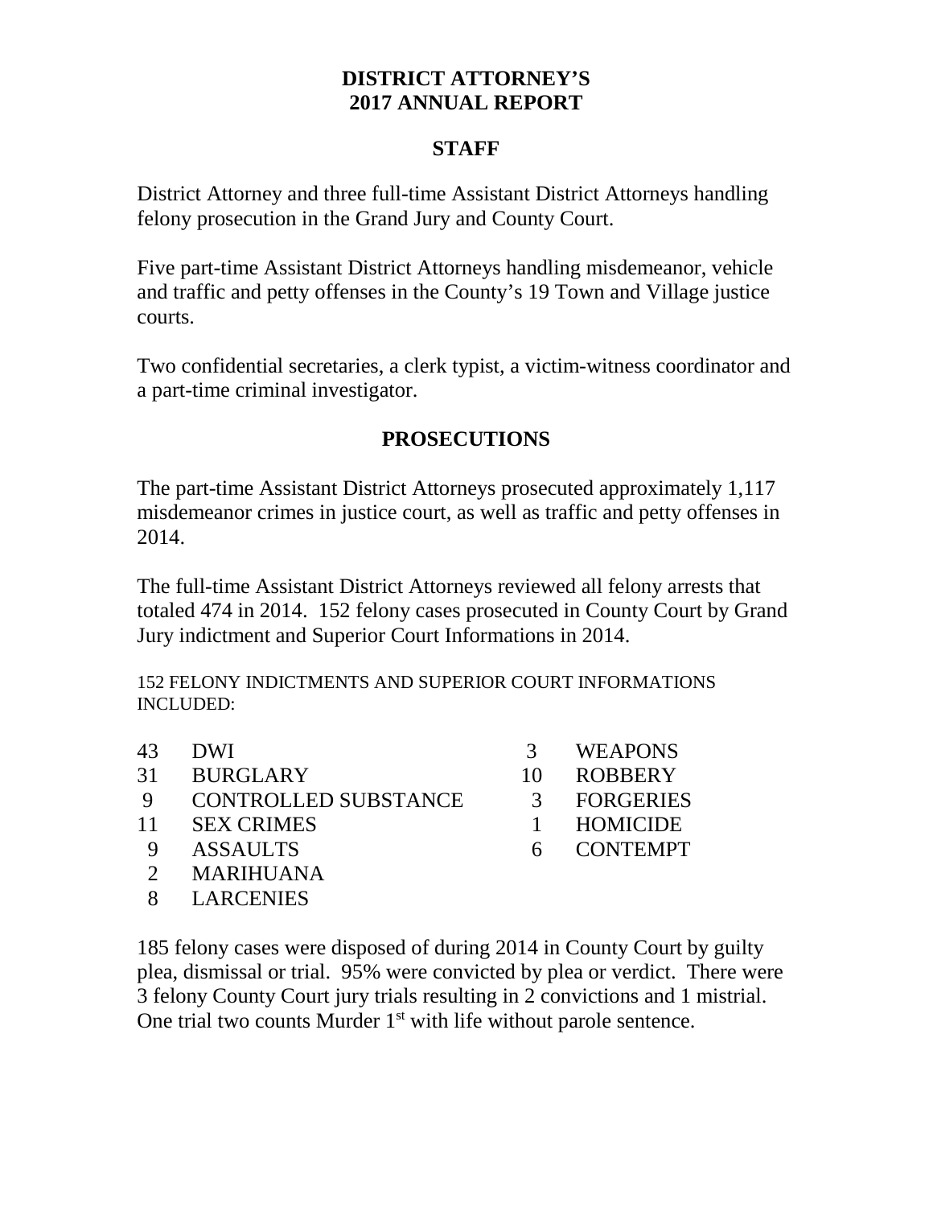# DISTRICT ATTORNEY'S 2017 ANNUAL REPORT

## STAFF

District Attorney and three full-time Assistant District Attorneys handling felony prosecution in the Grand Jury and County Court.

Five part-time Assistant District Attorneys handling misdemeanor, vehicle and traffic and petty offenses in the County's 19 Town and Village justice courts.

Two confidential secretaries, a clerk typist, a victim-witness coordinator and a part-time criminal investigator.

## PROSECUTIONS

The part-time Assistant District Attorneys prosecuted approximately 1,117 misdemeanor crimes in justice court, as well as traffic and petty offenses in 2014.

The full-time Assistant District Attorneys reviewed all felony arrests that totaled 474 in 2014. 152 felony cases prosecuted in County Court by Grand Jury indictment and Superior Court Informations in 2014.

152 FELONY INDICTMENTS AND SUPERIOR COURT INFORMATIONS INCLUDED:

| | | | |
|---|---|---|---|
| 43 | DWI | 3 | WEAPONS |
| 31 | BURGLARY | 10 | ROBBERY |
| 9 | CONTROLLED SUBSTANCE | 3 | FORGERIES |
| 11 | SEX CRIMES | 1 | HOMICIDE |
| 9 | ASSAULTS | 6 | CONTEMPT |
| 2 | MARIHUANA | | |
| 8 | LARCENIES | | |

185 felony cases were disposed of during 2014 in County Court by guilty plea, dismissal or trial. 95% were convicted by plea or verdict. There were 3 felony County Court jury trials resulting in 2 convictions and 1 mistrial. One trial two counts Murder 1st with life without parole sentence.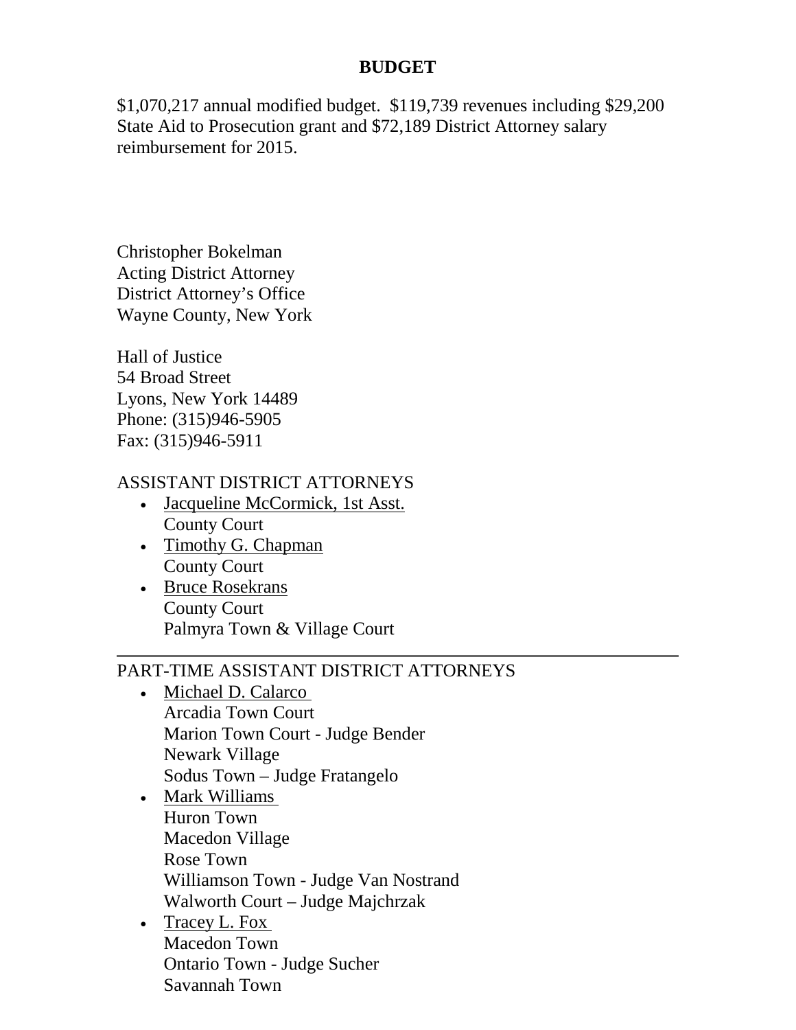## BUDGET

$1,070,217 annual modified budget. $119,739 revenues including $29,200 State Aid to Prosecution grant and $72,189 District Attorney salary reimbursement for 2015.

Christopher Bokelman
Acting District Attorney
District Attorney's Office
Wayne County, New York

Hall of Justice
54 Broad Street
Lyons, New York 14489
Phone: (315)946-5905
Fax: (315)946-5911

ASSISTANT DISTRICT ATTORNEYS

- Jacqueline McCormick, 1st Asst.
  County Court
- Timothy G. Chapman
  County Court
- Bruce Rosekrans
  County Court
  Palmyra Town & Village Court

---

PART-TIME ASSISTANT DISTRICT ATTORNEYS

- Michael D. Calarco
  Arcadia Town Court
  Marion Town Court - Judge Bender
  Newark Village
  Sodus Town – Judge Fratangelo
- Mark Williams
  Huron Town
  Macedon Village
  Rose Town
  Williamson Town - Judge Van Nostrand
  Walworth Court – Judge Majchrzak
- Tracey L. Fox
  Macedon Town
  Ontario Town - Judge Sucher
  Savannah Town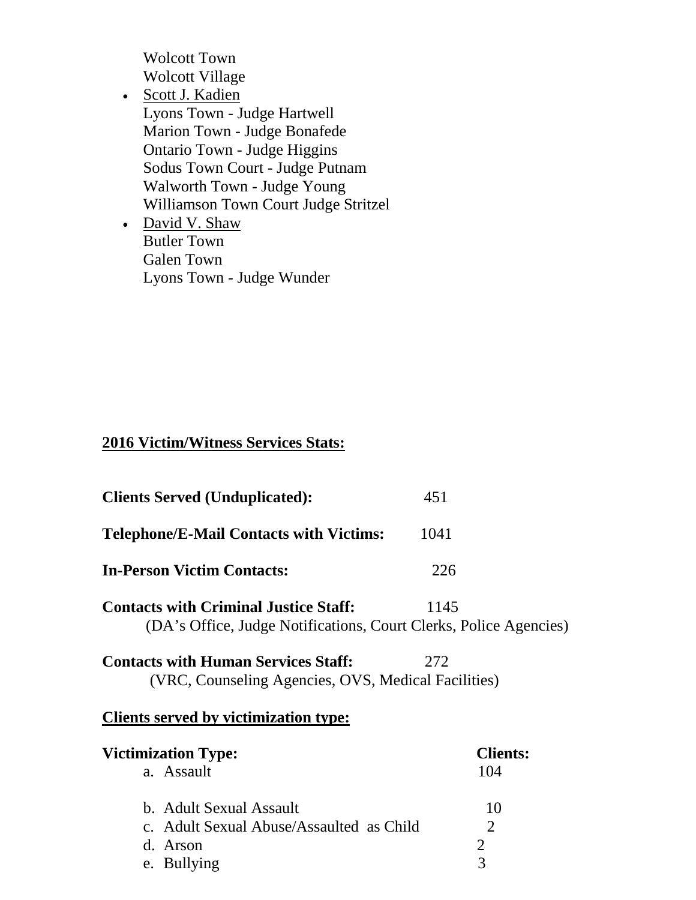Wolcott Town
Wolcott Village

- <u>Scott J. Kadien</u>
  Lyons Town - Judge Hartwell
  Marion Town - Judge Bonafede
  Ontario Town - Judge Higgins
  Sodus Town Court - Judge Putnam
  Walworth Town - Judge Young
  Williamson Town Court Judge Stritzel
- <u>David V. Shaw</u>
  Butler Town
  Galen Town
  Lyons Town - Judge Wunder

## 2016 Victim/Witness Services Stats:

**Clients Served (Unduplicated):** 451

**Telephone/E-Mail Contacts with Victims:** 1041

**In-Person Victim Contacts:** 226

**Contacts with Criminal Justice Staff:** 1145
(DA's Office, Judge Notifications, Court Clerks, Police Agencies)

**Contacts with Human Services Staff:** 272
(VRC, Counseling Agencies, OVS, Medical Facilities)

## Clients served by victimization type:

| Victimization Type: | Clients: |
|---|---|
| a. Assault | 104 |
| b. Adult Sexual Assault | 10 |
| c. Adult Sexual Abuse/Assaulted as Child | 2 |
| d. Arson | 2 |
| e. Bullying | 3 |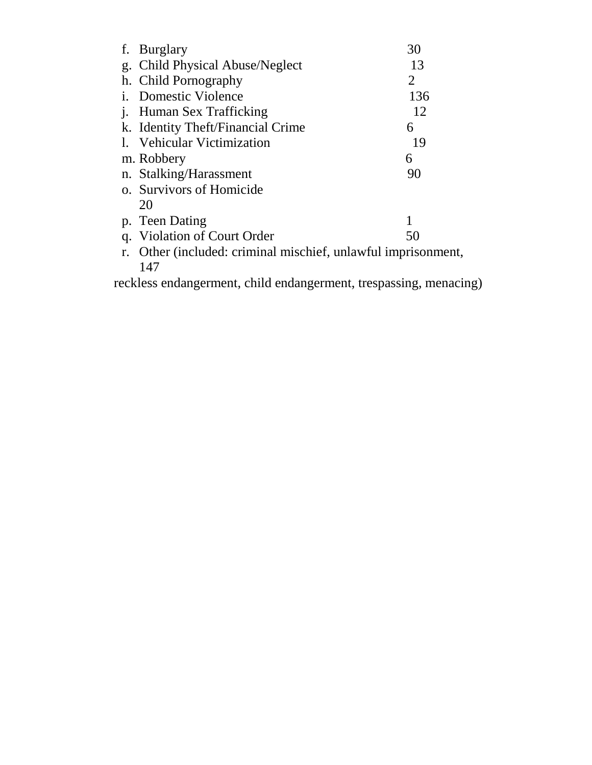f. Burglary 30
g. Child Physical Abuse/Neglect 13
h. Child Pornography 2
i. Domestic Violence 136
j. Human Sex Trafficking 12
k. Identity Theft/Financial Crime 6
l. Vehicular Victimization 19
m. Robbery 6
n. Stalking/Harassment 90
o. Survivors of Homicide 20
p. Teen Dating 1
q. Violation of Court Order 50
r. Other (included: criminal mischief, unlawful imprisonment, 147 reckless endangerment, child endangerment, trespassing, menacing)